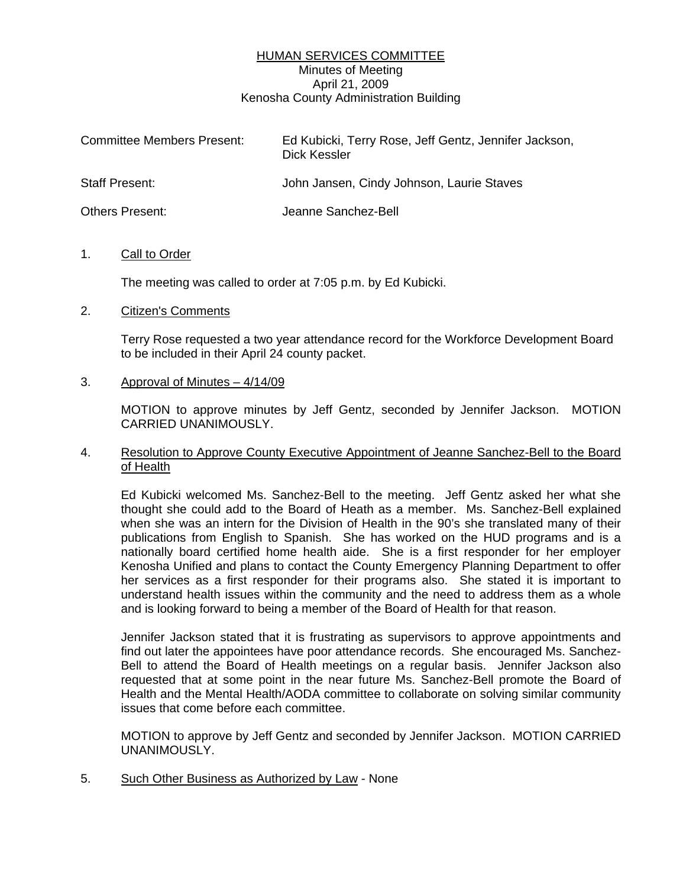# HUMAN SERVICES COMMITTEE

Minutes of Meeting
April 21, 2009
Kenosha County Administration Building

| | |
|---|---|
| Committee Members Present: | Ed Kubicki, Terry Rose, Jeff Gentz, Jennifer Jackson, Dick Kessler |
| Staff Present: | John Jansen, Cindy Johnson, Laurie Staves |
| Others Present: | Jeanne Sanchez-Bell |

1. Call to Order

   The meeting was called to order at 7:05 p.m. by Ed Kubicki.

2. Citizen's Comments

   Terry Rose requested a two year attendance record for the Workforce Development Board to be included in their April 24 county packet.

3. Approval of Minutes – 4/14/09

   MOTION to approve minutes by Jeff Gentz, seconded by Jennifer Jackson. MOTION CARRIED UNANIMOUSLY.

4. Resolution to Approve County Executive Appointment of Jeanne Sanchez-Bell to the Board of Health

   Ed Kubicki welcomed Ms. Sanchez-Bell to the meeting. Jeff Gentz asked her what she thought she could add to the Board of Heath as a member. Ms. Sanchez-Bell explained when she was an intern for the Division of Health in the 90's she translated many of their publications from English to Spanish. She has worked on the HUD programs and is a nationally board certified home health aide. She is a first responder for her employer Kenosha Unified and plans to contact the County Emergency Planning Department to offer her services as a first responder for their programs also. She stated it is important to understand health issues within the community and the need to address them as a whole and is looking forward to being a member of the Board of Health for that reason.

   Jennifer Jackson stated that it is frustrating as supervisors to approve appointments and find out later the appointees have poor attendance records. She encouraged Ms. Sanchez-Bell to attend the Board of Health meetings on a regular basis. Jennifer Jackson also requested that at some point in the near future Ms. Sanchez-Bell promote the Board of Health and the Mental Health/AODA committee to collaborate on solving similar community issues that come before each committee.

   MOTION to approve by Jeff Gentz and seconded by Jennifer Jackson. MOTION CARRIED UNANIMOUSLY.

5. Such Other Business as Authorized by Law - None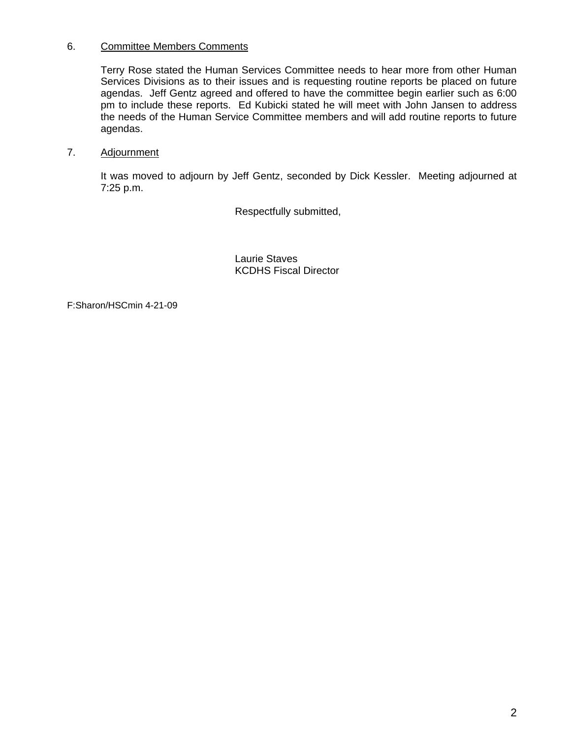6. <u>Committee Members Comments</u>

Terry Rose stated the Human Services Committee needs to hear more from other Human Services Divisions as to their issues and is requesting routine reports be placed on future agendas. Jeff Gentz agreed and offered to have the committee begin earlier such as 6:00 pm to include these reports. Ed Kubicki stated he will meet with John Jansen to address the needs of the Human Service Committee members and will add routine reports to future agendas.

7. <u>Adjournment</u>

It was moved to adjourn by Jeff Gentz, seconded by Dick Kessler. Meeting adjourned at 7:25 p.m.

Respectfully submitted,

Laurie Staves
KCDHS Fiscal Director

F:Sharon/HSCmin 4-21-09